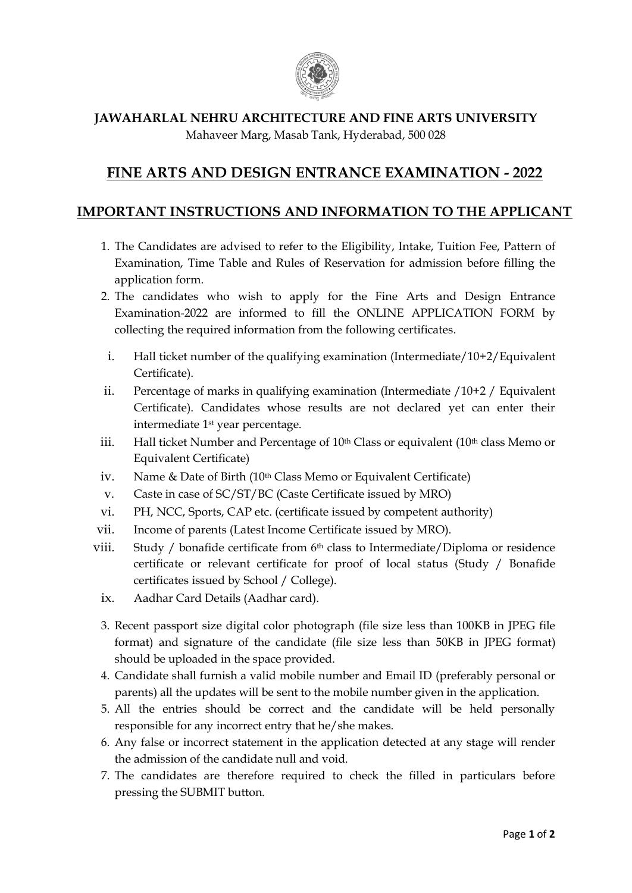# JAWAHARLAL NEHRU ARCHITECTURE AND FINE ARTS UNIVERSITY

Mahaveer Marg, Masab Tank, Hyderabad, 500 028

## FINE ARTS AND DESIGN ENTRANCE EXAMINATION - 2022

## IMPORTANT INSTRUCTIONS AND INFORMATION TO THE APPLICANT

1. The Candidates are advised to refer to the Eligibility, Intake, Tuition Fee, Pattern of Examination, Time Table and Rules of Reservation for admission before filling the application form.
2. The candidates who wish to apply for the Fine Arts and Design Entrance Examination-2022 are informed to fill the ONLINE APPLICATION FORM by collecting the required information from the following certificates.

   i. Hall ticket number of the qualifying examination (Intermediate/10+2/Equivalent Certificate).
   
   ii. Percentage of marks in qualifying examination (Intermediate /10+2 / Equivalent Certificate). Candidates whose results are not declared yet can enter their intermediate 1st year percentage.
   
   iii. Hall ticket Number and Percentage of 10th Class or equivalent (10th class Memo or Equivalent Certificate)
   
   iv. Name & Date of Birth (10th Class Memo or Equivalent Certificate)
   
   v. Caste in case of SC/ST/BC (Caste Certificate issued by MRO)
   
   vi. PH, NCC, Sports, CAP etc. (certificate issued by competent authority)
   
   vii. Income of parents (Latest Income Certificate issued by MRO).
   
   viii. Study / bonafide certificate from 6th class to Intermediate/Diploma or residence certificate or relevant certificate for proof of local status (Study / Bonafide certificates issued by School / College).
   
   ix. Aadhar Card Details (Aadhar card).

3. Recent passport size digital color photograph (file size less than 100KB in JPEG file format) and signature of the candidate (file size less than 50KB in JPEG format) should be uploaded in the space provided.
4. Candidate shall furnish a valid mobile number and Email ID (preferably personal or parents) all the updates will be sent to the mobile number given in the application.
5. All the entries should be correct and the candidate will be held personally responsible for any incorrect entry that he/she makes.
6. Any false or incorrect statement in the application detected at any stage will render the admission of the candidate null and void.
7. The candidates are therefore required to check the filled in particulars before pressing the SUBMIT button.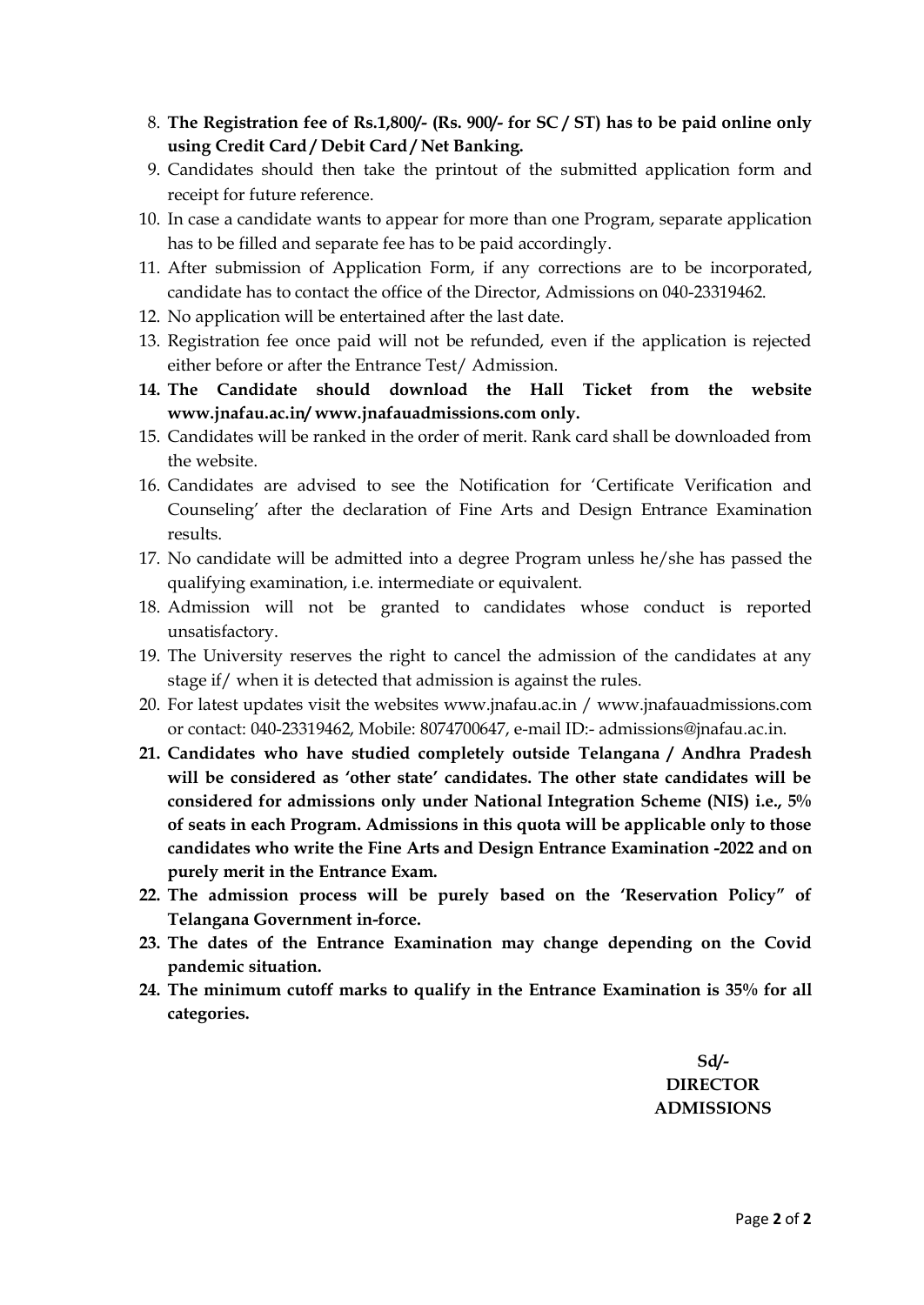8. **The Registration fee of Rs.1,800/- (Rs. 900/- for SC / ST) has to be paid online only using Credit Card / Debit Card / Net Banking.**
9. Candidates should then take the printout of the submitted application form and receipt for future reference.
10. In case a candidate wants to appear for more than one Program, separate application has to be filled and separate fee has to be paid accordingly.
11. After submission of Application Form, if any corrections are to be incorporated, candidate has to contact the office of the Director, Admissions on 040-23319462.
12. No application will be entertained after the last date.
13. Registration fee once paid will not be refunded, even if the application is rejected either before or after the Entrance Test/ Admission.
14. **The Candidate should download the Hall Ticket from the website www.jnafau.ac.in/ www.jnafauadmissions.com only.**
15. Candidates will be ranked in the order of merit. Rank card shall be downloaded from the website.
16. Candidates are advised to see the Notification for 'Certificate Verification and Counseling' after the declaration of Fine Arts and Design Entrance Examination results.
17. No candidate will be admitted into a degree Program unless he/she has passed the qualifying examination, i.e. intermediate or equivalent.
18. Admission will not be granted to candidates whose conduct is reported unsatisfactory.
19. The University reserves the right to cancel the admission of the candidates at any stage if/ when it is detected that admission is against the rules.
20. For latest updates visit the websites www.jnafau.ac.in / www.jnafauadmissions.com or contact: 040-23319462, Mobile: 8074700647, e-mail ID:- admissions@jnafau.ac.in.
21. **Candidates who have studied completely outside Telangana / Andhra Pradesh will be considered as 'other state' candidates. The other state candidates will be considered for admissions only under National Integration Scheme (NIS) i.e., 5% of seats in each Program. Admissions in this quota will be applicable only to those candidates who write the Fine Arts and Design Entrance Examination -2022 and on purely merit in the Entrance Exam.**
22. **The admission process will be purely based on the 'Reservation Policy" of Telangana Government in-force.**
23. **The dates of the Entrance Examination may change depending on the Covid pandemic situation.**
24. **The minimum cutoff marks to qualify in the Entrance Examination is 35% for all categories.**

**Sd/-**
**DIRECTOR**
**ADMISSIONS**